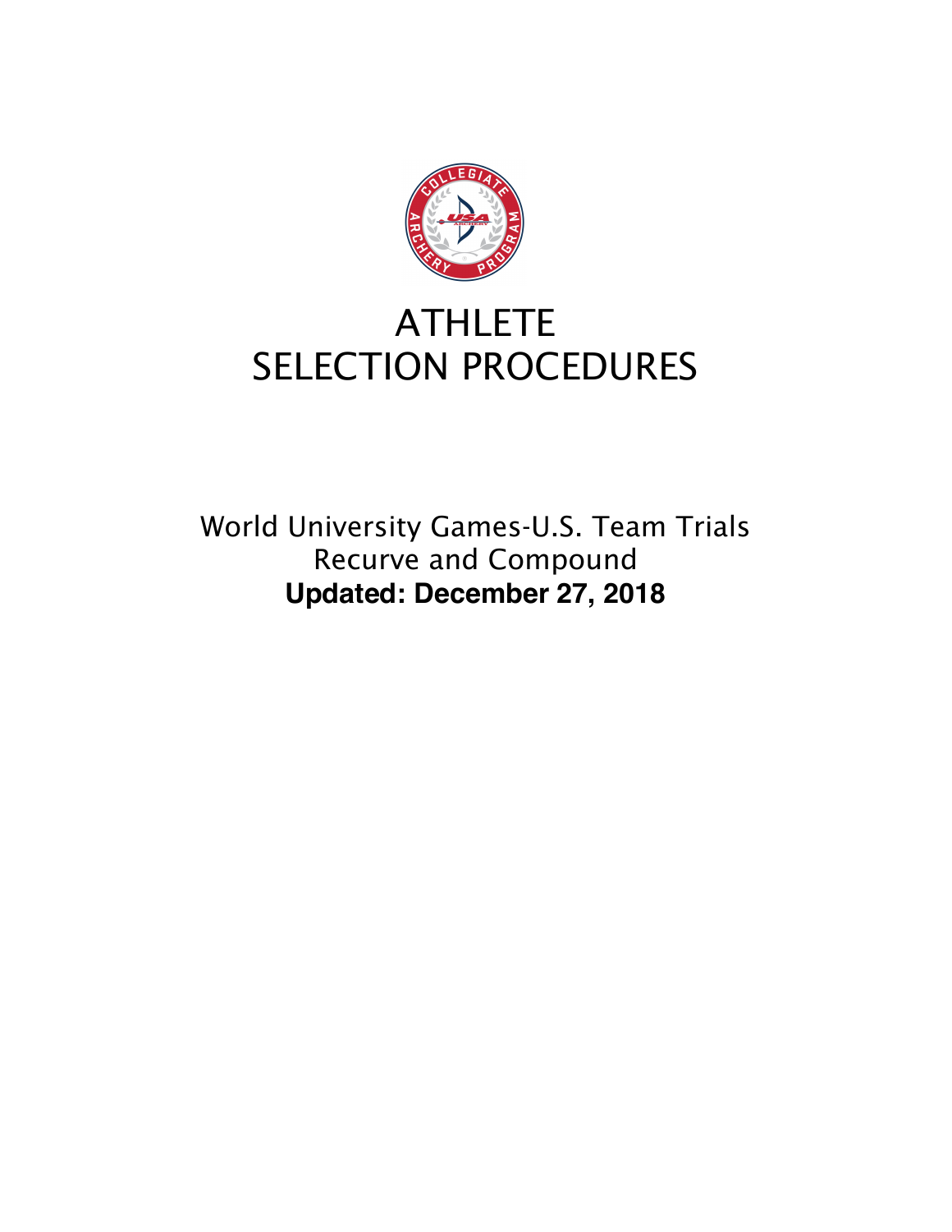# ATHLETE SELECTION PROCEDURES

World University Games-U.S. Team Trials
Recurve and Compound

**Updated: December 27, 2018**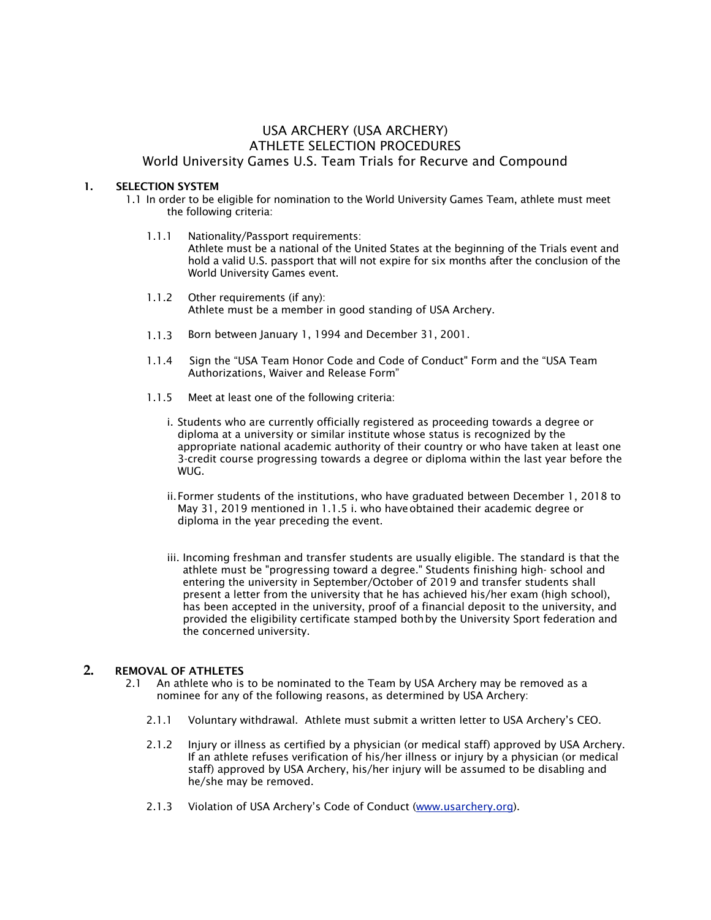USA ARCHERY (USA ARCHERY)
ATHLETE SELECTION PROCEDURES
World University Games U.S. Team Trials for Recurve and Compound

## 1. SELECTION SYSTEM

1.1 In order to be eligible for nomination to the World University Games Team, athlete must meet the following criteria:

1.1.1 Nationality/Passport requirements:
Athlete must be a national of the United States at the beginning of the Trials event and hold a valid U.S. passport that will not expire for six months after the conclusion of the World University Games event.

1.1.2 Other requirements (if any):
Athlete must be a member in good standing of USA Archery.

1.1.3 Born between January 1, 1994 and December 31, 2001.

1.1.4 Sign the "USA Team Honor Code and Code of Conduct" Form and the "USA Team Authorizations, Waiver and Release Form"

1.1.5 Meet at least one of the following criteria:

i. Students who are currently officially registered as proceeding towards a degree or diploma at a university or similar institute whose status is recognized by the appropriate national academic authority of their country or who have taken at least one 3-credit course progressing towards a degree or diploma within the last year before the WUG.

ii. Former students of the institutions, who have graduated between December 1, 2018 to May 31, 2019 mentioned in 1.1.5 i. who have obtained their academic degree or diploma in the year preceding the event.

iii. Incoming freshman and transfer students are usually eligible. The standard is that the athlete must be "progressing toward a degree." Students finishing high- school and entering the university in September/October of 2019 and transfer students shall present a letter from the university that he has achieved his/her exam (high school), has been accepted in the university, proof of a financial deposit to the university, and provided the eligibility certificate stamped both by the University Sport federation and the concerned university.

## 2. REMOVAL OF ATHLETES

2.1 An athlete who is to be nominated to the Team by USA Archery may be removed as a nominee for any of the following reasons, as determined by USA Archery:

2.1.1 Voluntary withdrawal. Athlete must submit a written letter to USA Archery's CEO.

2.1.2 Injury or illness as certified by a physician (or medical staff) approved by USA Archery. If an athlete refuses verification of his/her illness or injury by a physician (or medical staff) approved by USA Archery, his/her injury will be assumed to be disabling and he/she may be removed.

2.1.3 Violation of USA Archery's Code of Conduct (www.usarchery.org).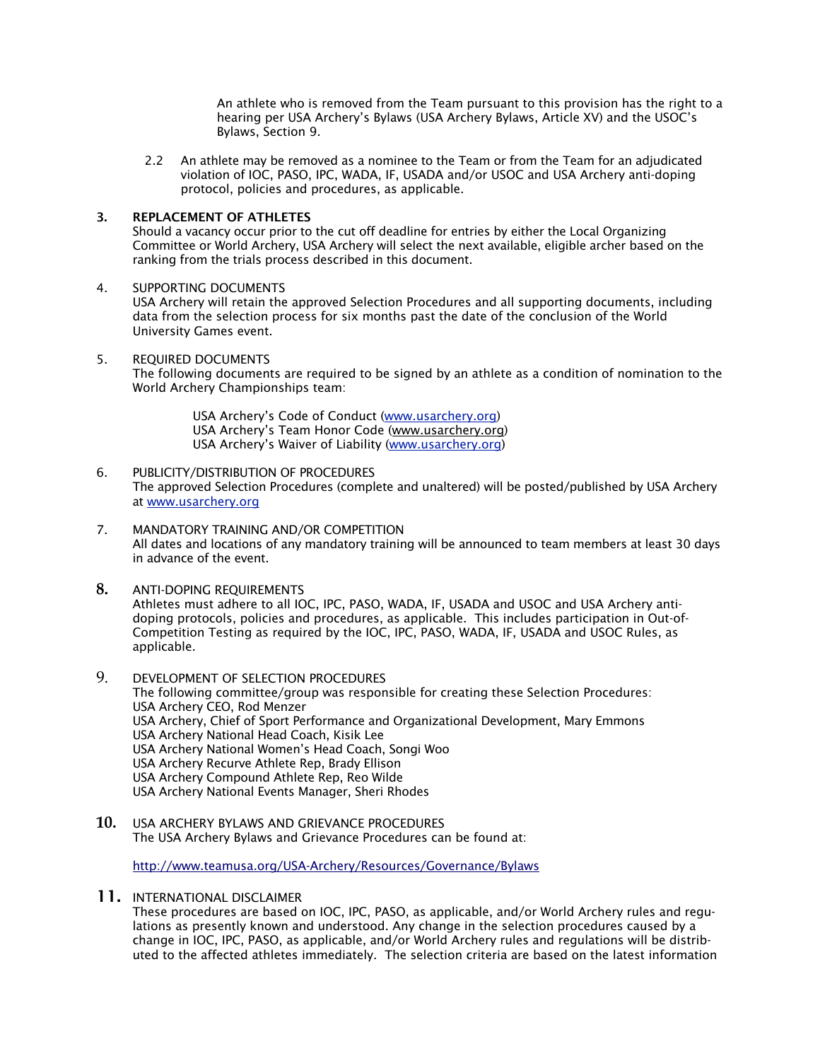An athlete who is removed from the Team pursuant to this provision has the right to a hearing per USA Archery's Bylaws (USA Archery Bylaws, Article XV) and the USOC's Bylaws, Section 9.

2.2 An athlete may be removed as a nominee to the Team or from the Team for an adjudicated violation of IOC, PASO, IPC, WADA, IF, USADA and/or USOC and USA Archery anti-doping protocol, policies and procedures, as applicable.

## 3. REPLACEMENT OF ATHLETES

Should a vacancy occur prior to the cut off deadline for entries by either the Local Organizing Committee or World Archery, USA Archery will select the next available, eligible archer based on the ranking from the trials process described in this document.

## 4. SUPPORTING DOCUMENTS

USA Archery will retain the approved Selection Procedures and all supporting documents, including data from the selection process for six months past the date of the conclusion of the World University Games event.

## 5. REQUIRED DOCUMENTS

The following documents are required to be signed by an athlete as a condition of nomination to the World Archery Championships team:

USA Archery's Code of Conduct (www.usarchery.org)
USA Archery's Team Honor Code (www.usarchery.org)
USA Archery's Waiver of Liability (www.usarchery.org)

## 6. PUBLICITY/DISTRIBUTION OF PROCEDURES

The approved Selection Procedures (complete and unaltered) will be posted/published by USA Archery at www.usarchery.org

## 7. MANDATORY TRAINING AND/OR COMPETITION

All dates and locations of any mandatory training will be announced to team members at least 30 days in advance of the event.

## 8. ANTI-DOPING REQUIREMENTS

Athletes must adhere to all IOC, IPC, PASO, WADA, IF, USADA and USOC and USA Archery anti-doping protocols, policies and procedures, as applicable. This includes participation in Out-of-Competition Testing as required by the IOC, IPC, PASO, WADA, IF, USADA and USOC Rules, as applicable.

## 9. DEVELOPMENT OF SELECTION PROCEDURES

The following committee/group was responsible for creating these Selection Procedures:
USA Archery CEO, Rod Menzer
USA Archery, Chief of Sport Performance and Organizational Development, Mary Emmons
USA Archery National Head Coach, Kisik Lee
USA Archery National Women's Head Coach, Songi Woo
USA Archery Recurve Athlete Rep, Brady Ellison
USA Archery Compound Athlete Rep, Reo Wilde
USA Archery National Events Manager, Sheri Rhodes

## 10. USA ARCHERY BYLAWS AND GRIEVANCE PROCEDURES

The USA Archery Bylaws and Grievance Procedures can be found at:

http://www.teamusa.org/USA-Archery/Resources/Governance/Bylaws

## 11. INTERNATIONAL DISCLAIMER

These procedures are based on IOC, IPC, PASO, as applicable, and/or World Archery rules and regulations as presently known and understood. Any change in the selection procedures caused by a change in IOC, IPC, PASO, as applicable, and/or World Archery rules and regulations will be distributed to the affected athletes immediately. The selection criteria are based on the latest information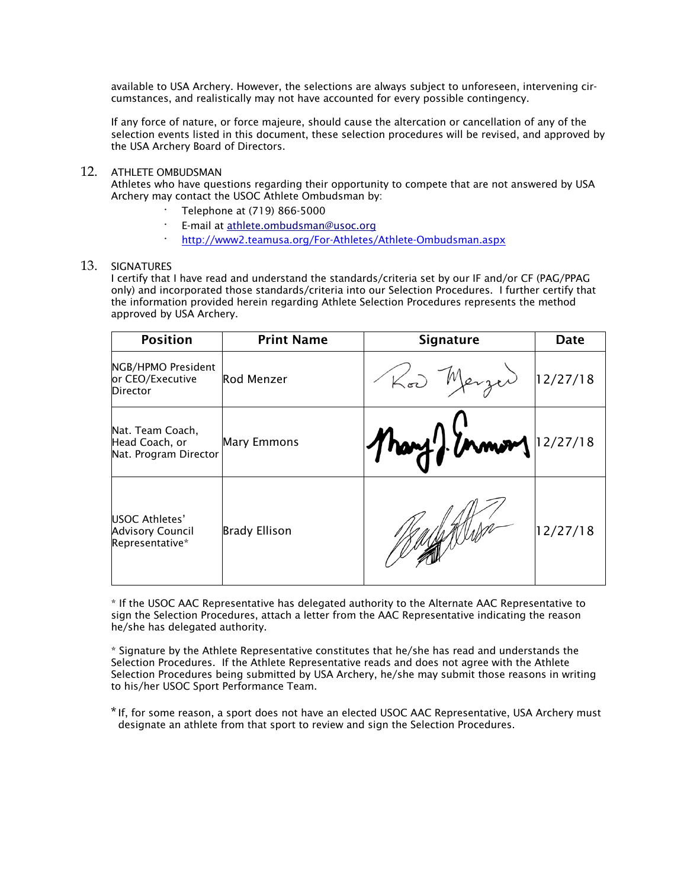available to USA Archery. However, the selections are always subject to unforeseen, intervening circumstances, and realistically may not have accounted for every possible contingency.

If any force of nature, or force majeure, should cause the altercation or cancellation of any of the selection events listed in this document, these selection procedures will be revised, and approved by the USA Archery Board of Directors.

## 12. ATHLETE OMBUDSMAN

Athletes who have questions regarding their opportunity to compete that are not answered by USA Archery may contact the USOC Athlete Ombudsman by:

- Telephone at (719) 866-5000
- E-mail at athlete.ombudsman@usoc.org
- http://www2.teamusa.org/For-Athletes/Athlete-Ombudsman.aspx

## 13. SIGNATURES

I certify that I have read and understand the standards/criteria set by our IF and/or CF (PAG/PPAG only) and incorporated those standards/criteria into our Selection Procedures. I further certify that the information provided herein regarding Athlete Selection Procedures represents the method approved by USA Archery.

| Position | Print Name | Signature | Date |
|---|---|---|---|
| NGB/HPMO President or CEO/Executive Director | Rod Menzer | Rod Menzer | 12/27/18 |
| Nat. Team Coach, Head Coach, or Nat. Program Director | Mary Emmons | Mary J. Emmons | 12/27/18 |
| USOC Athletes' Advisory Council Representative* | Brady Ellison | Brady Ellison | 12/27/18 |

* If the USOC AAC Representative has delegated authority to the Alternate AAC Representative to sign the Selection Procedures, attach a letter from the AAC Representative indicating the reason he/she has delegated authority.

* Signature by the Athlete Representative constitutes that he/she has read and understands the Selection Procedures. If the Athlete Representative reads and does not agree with the Athlete Selection Procedures being submitted by USA Archery, he/she may submit those reasons in writing to his/her USOC Sport Performance Team.

* If, for some reason, a sport does not have an elected USOC AAC Representative, USA Archery must designate an athlete from that sport to review and sign the Selection Procedures.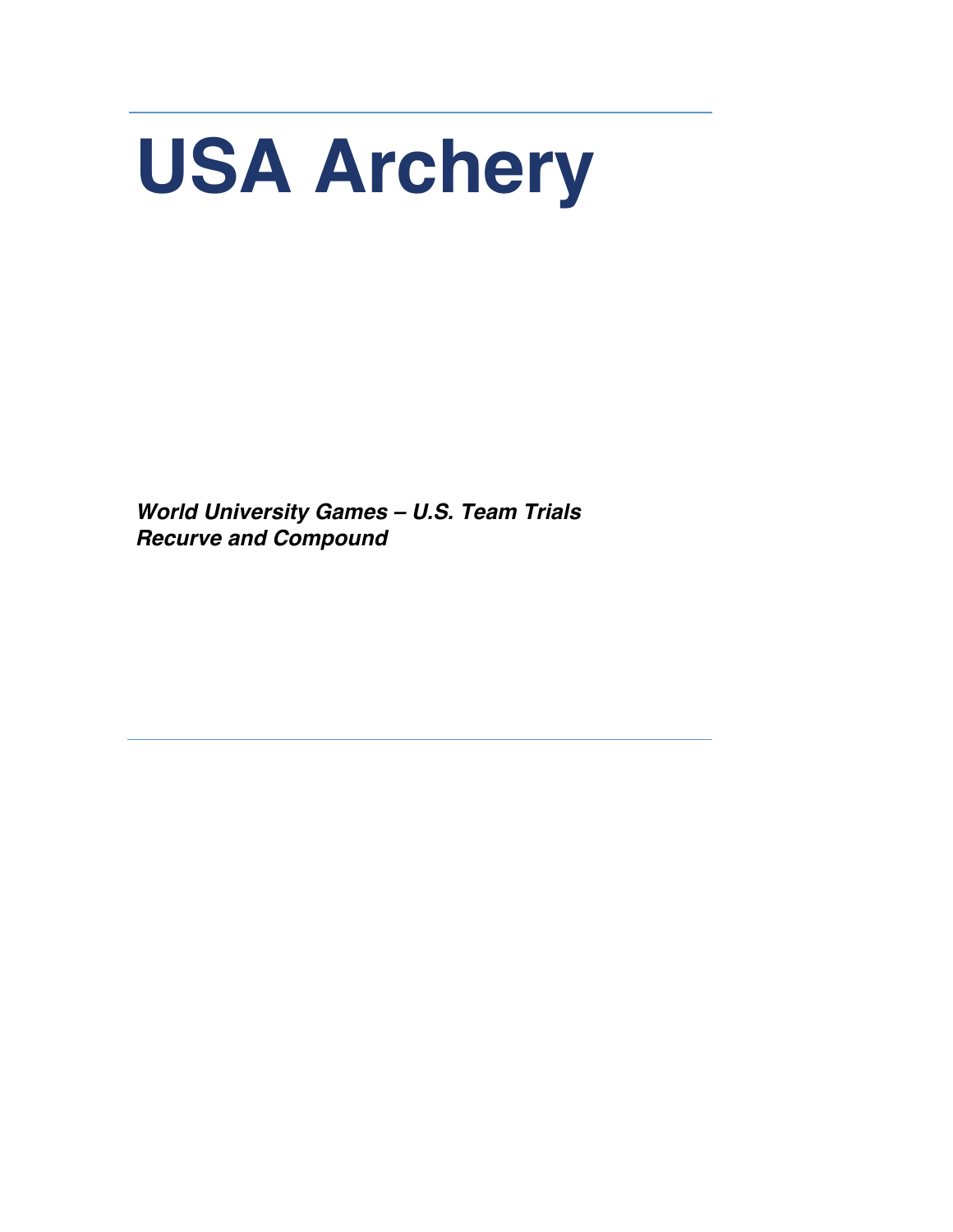# USA Archery

***World University Games – U.S. Team Trials***
***Recurve and Compound***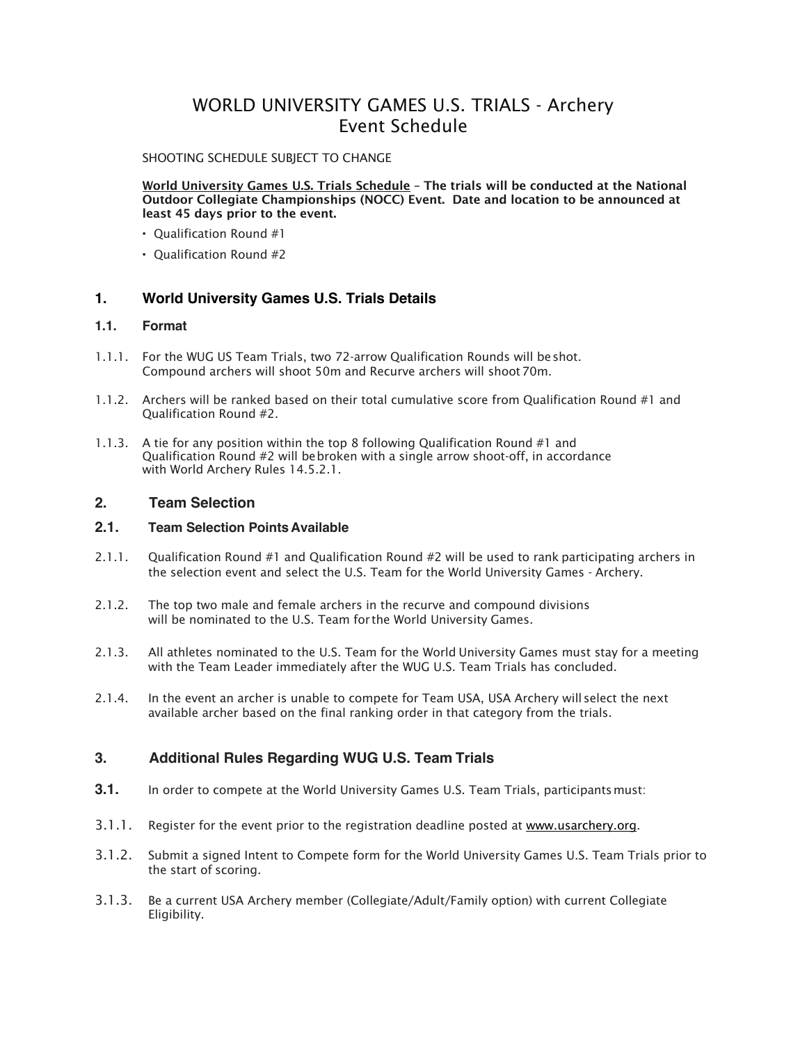# WORLD UNIVERSITY GAMES U.S. TRIALS - Archery
# Event Schedule

SHOOTING SCHEDULE SUBJECT TO CHANGE

**World University Games U.S. Trials Schedule – The trials will be conducted at the National Outdoor Collegiate Championships (NOCC) Event. Date and location to be announced at least 45 days prior to the event.**

- Qualification Round #1
- Qualification Round #2

## 1. World University Games U.S. Trials Details

### 1.1. Format

1.1.1. For the WUG US Team Trials, two 72-arrow Qualification Rounds will be shot. Compound archers will shoot 50m and Recurve archers will shoot 70m.

1.1.2. Archers will be ranked based on their total cumulative score from Qualification Round #1 and Qualification Round #2.

1.1.3. A tie for any position within the top 8 following Qualification Round #1 and Qualification Round #2 will be broken with a single arrow shoot-off, in accordance with World Archery Rules 14.5.2.1.

## 2. Team Selection

### 2.1. Team Selection Points Available

2.1.1. Qualification Round #1 and Qualification Round #2 will be used to rank participating archers in the selection event and select the U.S. Team for the World University Games - Archery.

2.1.2. The top two male and female archers in the recurve and compound divisions will be nominated to the U.S. Team for the World University Games.

2.1.3. All athletes nominated to the U.S. Team for the World University Games must stay for a meeting with the Team Leader immediately after the WUG U.S. Team Trials has concluded.

2.1.4. In the event an archer is unable to compete for Team USA, USA Archery will select the next available archer based on the final ranking order in that category from the trials.

## 3. Additional Rules Regarding WUG U.S. Team Trials

**3.1.** In order to compete at the World University Games U.S. Team Trials, participants must:

3.1.1. Register for the event prior to the registration deadline posted at www.usarchery.org.

3.1.2. Submit a signed Intent to Compete form for the World University Games U.S. Team Trials prior to the start of scoring.

3.1.3. Be a current USA Archery member (Collegiate/Adult/Family option) with current Collegiate Eligibility.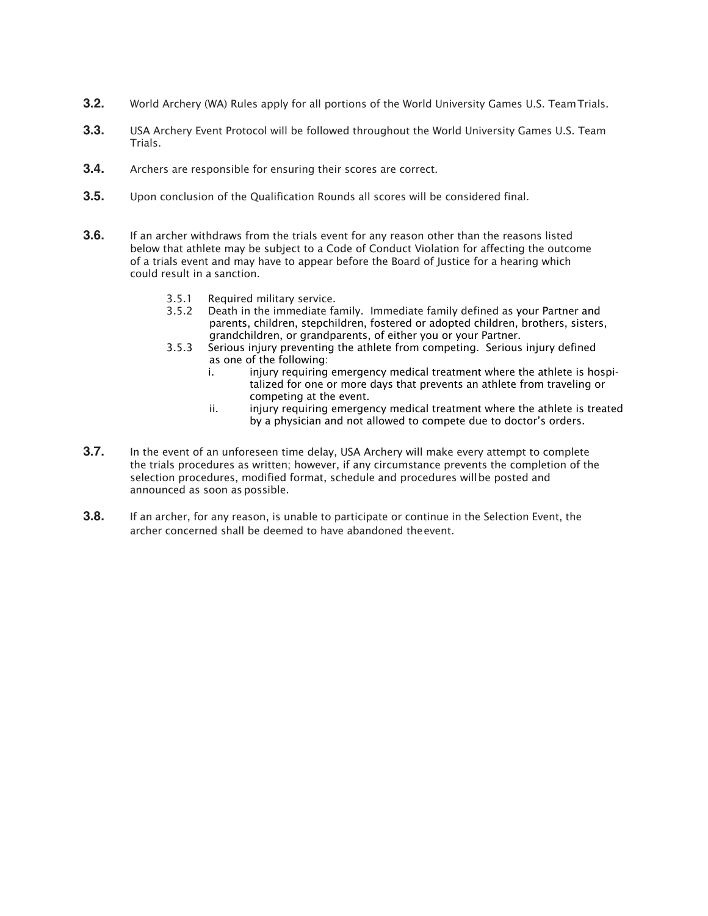**3.2.** World Archery (WA) Rules apply for all portions of the World University Games U.S. Team Trials.

**3.3.** USA Archery Event Protocol will be followed throughout the World University Games U.S. Team Trials.

**3.4.** Archers are responsible for ensuring their scores are correct.

**3.5.** Upon conclusion of the Qualification Rounds all scores will be considered final.

**3.6.** If an archer withdraws from the trials event for any reason other than the reasons listed below that athlete may be subject to a Code of Conduct Violation for affecting the outcome of a trials event and may have to appear before the Board of Justice for a hearing which could result in a sanction.

- 3.5.1 Required military service.
- 3.5.2 Death in the immediate family. Immediate family defined as your Partner and parents, children, stepchildren, fostered or adopted children, brothers, sisters, grandchildren, or grandparents, of either you or your Partner.
- 3.5.3 Serious injury preventing the athlete from competing. Serious injury defined as one of the following:
  - i. injury requiring emergency medical treatment where the athlete is hospitalized for one or more days that prevents an athlete from traveling or competing at the event.
  - ii. injury requiring emergency medical treatment where the athlete is treated by a physician and not allowed to compete due to doctor's orders.

**3.7.** In the event of an unforeseen time delay, USA Archery will make every attempt to complete the trials procedures as written; however, if any circumstance prevents the completion of the selection procedures, modified format, schedule and procedures will be posted and announced as soon as possible.

**3.8.** If an archer, for any reason, is unable to participate or continue in the Selection Event, the archer concerned shall be deemed to have abandoned the event.